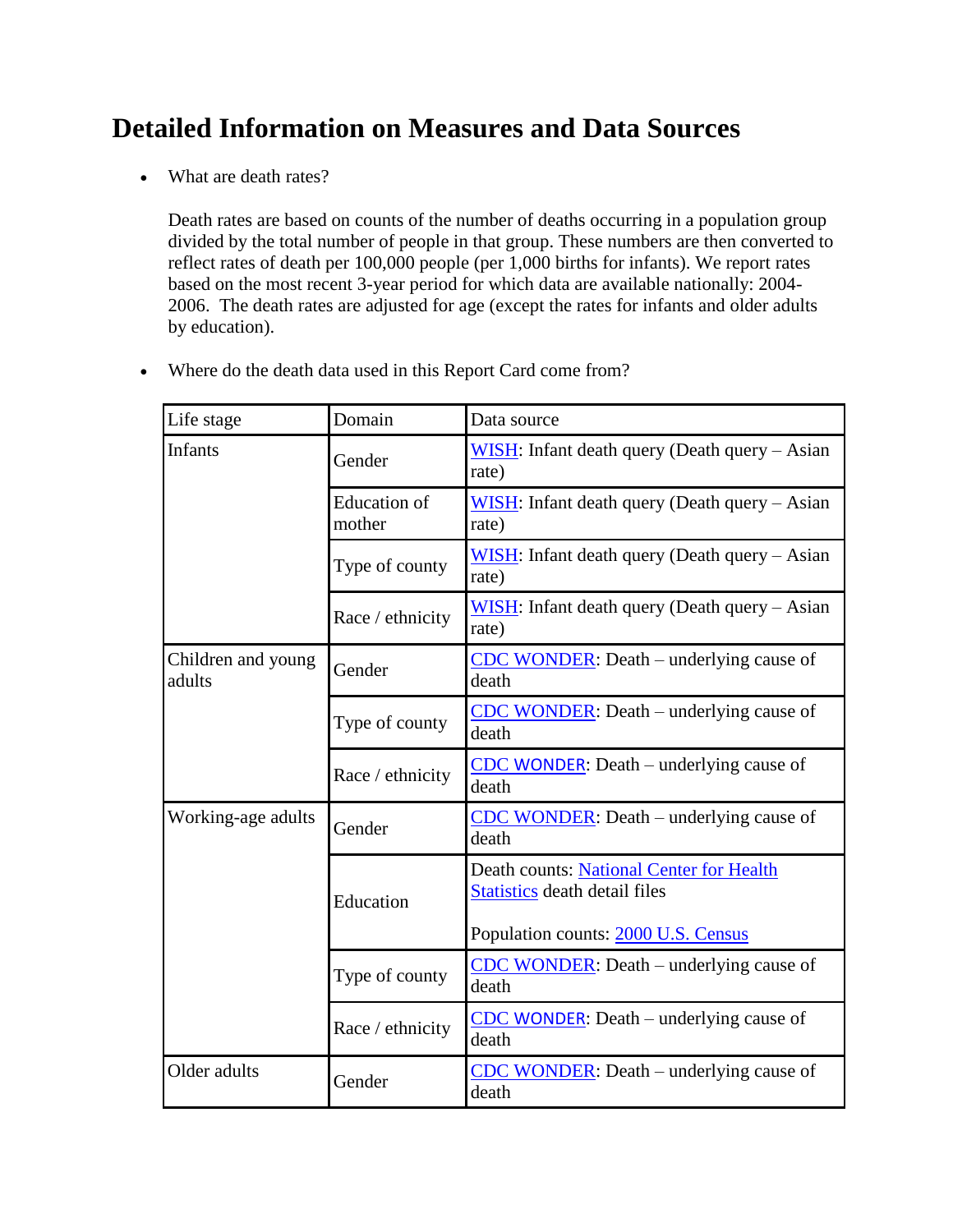# Detailed Information on Measures and Data Sources

- What are death rates?

  Death rates are based on counts of the number of deaths occurring in a population group divided by the total number of people in that group. These numbers are then converted to reflect rates of death per 100,000 people (per 1,000 births for infants). We report rates based on the most recent 3-year period for which data are available nationally: 2004-2006. The death rates are adjusted for age (except the rates for infants and older adults by education).

- Where do the death data used in this Report Card come from?

| Life stage | Domain | Data source |
|---|---|---|
| Infants | Gender | WISH: Infant death query (Death query – Asian rate) |
| | Education of mother | WISH: Infant death query (Death query – Asian rate) |
| | Type of county | WISH: Infant death query (Death query – Asian rate) |
| | Race / ethnicity | WISH: Infant death query (Death query – Asian rate) |
| Children and young adults | Gender | CDC WONDER: Death – underlying cause of death |
| | Type of county | CDC WONDER: Death – underlying cause of death |
| | Race / ethnicity | CDC WONDER: Death – underlying cause of death |
| Working-age adults | Gender | CDC WONDER: Death – underlying cause of death |
| | Education | Death counts: National Center for Health Statistics death detail files<br><br>Population counts: 2000 U.S. Census |
| | Type of county | CDC WONDER: Death – underlying cause of death |
| | Race / ethnicity | CDC WONDER: Death – underlying cause of death |
| Older adults | Gender | CDC WONDER: Death – underlying cause of death |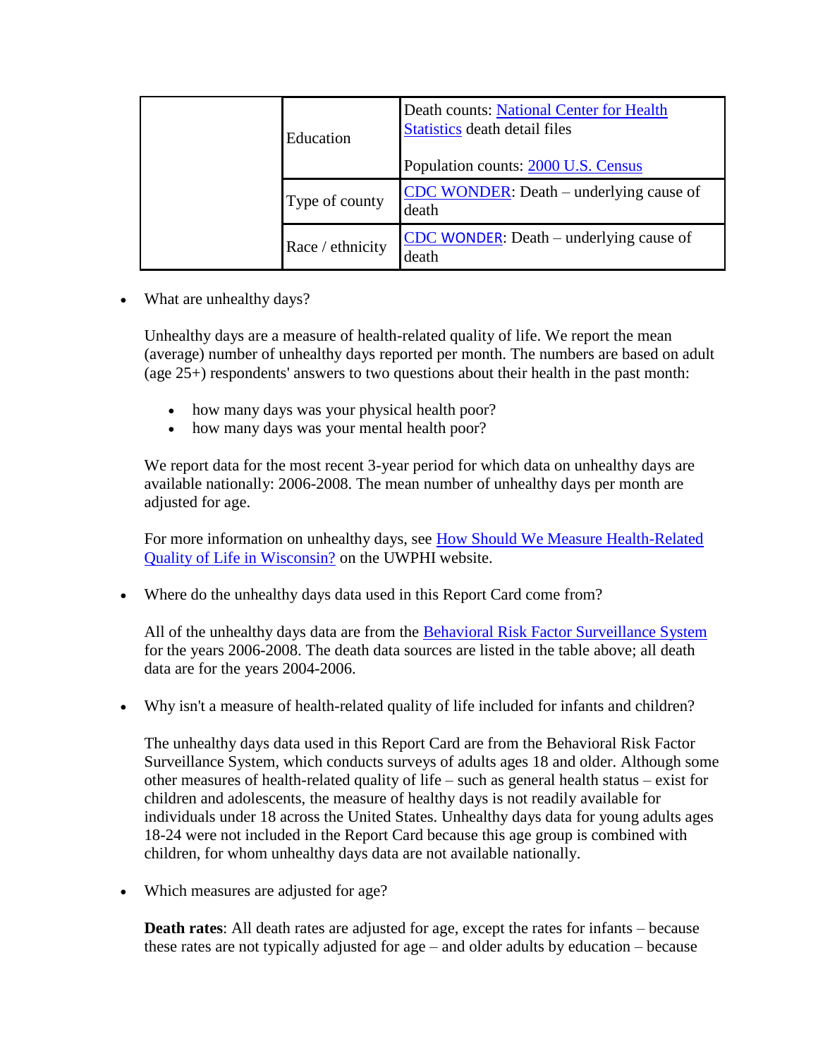| | | |
|---|---|---|
| | Education | Death counts: National Center for Health Statistics death detail files<br><br>Population counts: 2000 U.S. Census |
| | Type of county | CDC WONDER: Death – underlying cause of death |
| | Race / ethnicity | CDC WONDER: Death – underlying cause of death |

- What are unhealthy days?

  Unhealthy days are a measure of health-related quality of life. We report the mean (average) number of unhealthy days reported per month. The numbers are based on adult (age 25+) respondents' answers to two questions about their health in the past month:

  - how many days was your physical health poor?
  - how many days was your mental health poor?

  We report data for the most recent 3-year period for which data on unhealthy days are available nationally: 2006-2008. The mean number of unhealthy days per month are adjusted for age.

  For more information on unhealthy days, see How Should We Measure Health-Related Quality of Life in Wisconsin? on the UWPHI website.

- Where do the unhealthy days data used in this Report Card come from?

  All of the unhealthy days data are from the Behavioral Risk Factor Surveillance System for the years 2006-2008. The death data sources are listed in the table above; all death data are for the years 2004-2006.

- Why isn't a measure of health-related quality of life included for infants and children?

  The unhealthy days data used in this Report Card are from the Behavioral Risk Factor Surveillance System, which conducts surveys of adults ages 18 and older. Although some other measures of health-related quality of life – such as general health status – exist for children and adolescents, the measure of healthy days is not readily available for individuals under 18 across the United States. Unhealthy days data for young adults ages 18-24 were not included in the Report Card because this age group is combined with children, for whom unhealthy days data are not available nationally.

- Which measures are adjusted for age?

  **Death rates**: All death rates are adjusted for age, except the rates for infants – because these rates are not typically adjusted for age – and older adults by education – because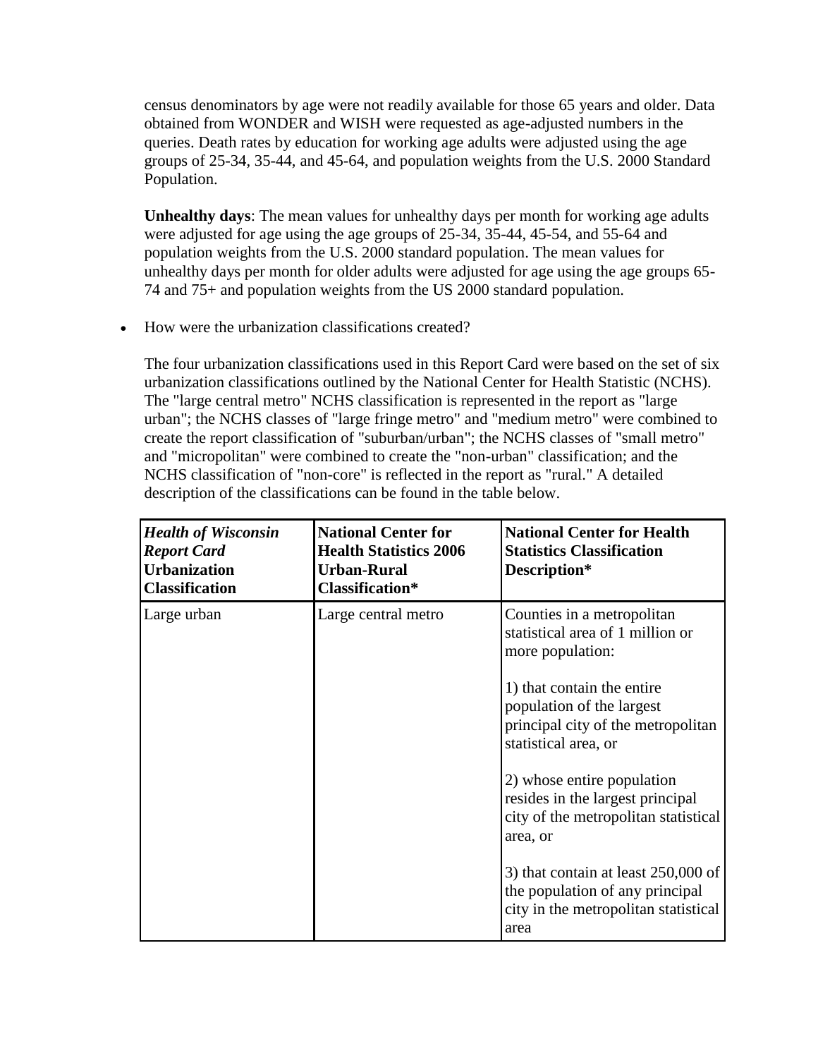census denominators by age were not readily available for those 65 years and older. Data obtained from WONDER and WISH were requested as age-adjusted numbers in the queries. Death rates by education for working age adults were adjusted using the age groups of 25-34, 35-44, and 45-64, and population weights from the U.S. 2000 Standard Population.

**Unhealthy days**: The mean values for unhealthy days per month for working age adults were adjusted for age using the age groups of 25-34, 35-44, 45-54, and 55-64 and population weights from the U.S. 2000 standard population. The mean values for unhealthy days per month for older adults were adjusted for age using the age groups 65-74 and 75+ and population weights from the US 2000 standard population.

- How were the urbanization classifications created?

  The four urbanization classifications used in this Report Card were based on the set of six urbanization classifications outlined by the National Center for Health Statistic (NCHS). The "large central metro" NCHS classification is represented in the report as "large urban"; the NCHS classes of "large fringe metro" and "medium metro" were combined to create the report classification of "suburban/urban"; the NCHS classes of "small metro" and "micropolitan" were combined to create the "non-urban" classification; and the NCHS classification of "non-core" is reflected in the report as "rural." A detailed description of the classifications can be found in the table below.

| ***Health of Wisconsin Report Card*** **Urbanization Classification** | **National Center for Health Statistics 2006 Urban-Rural Classification*** | **National Center for Health Statistics Classification Description*** |
|---|---|---|
| Large urban | Large central metro | Counties in a metropolitan statistical area of 1 million or more population:<br><br>1) that contain the entire population of the largest principal city of the metropolitan statistical area, or<br><br>2) whose entire population resides in the largest principal city of the metropolitan statistical area, or<br><br>3) that contain at least 250,000 of the population of any principal city in the metropolitan statistical area |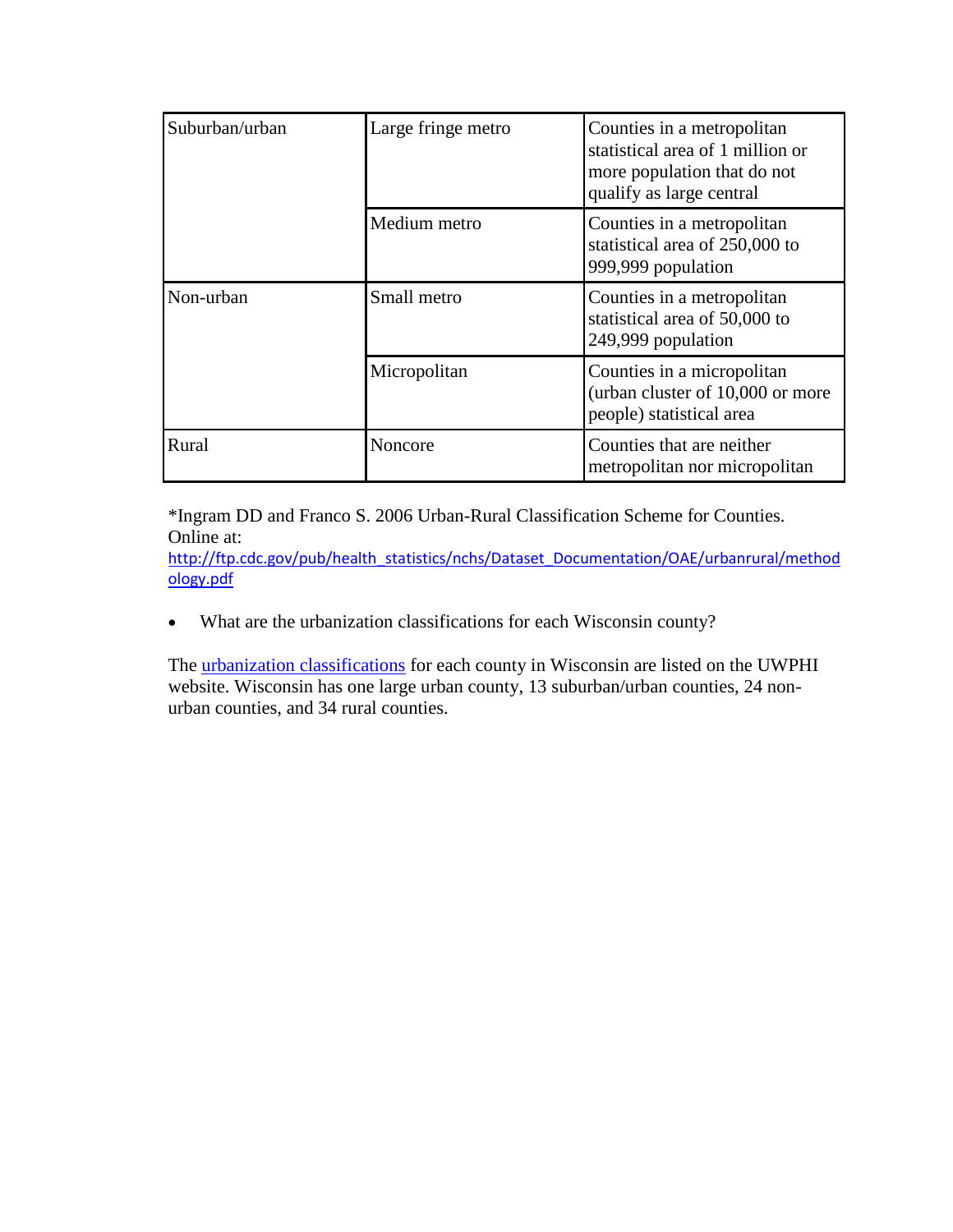| | | |
|---|---|---|
| Suburban/urban | Large fringe metro | Counties in a metropolitan statistical area of 1 million or more population that do not qualify as large central |
| | Medium metro | Counties in a metropolitan statistical area of 250,000 to 999,999 population |
| Non-urban | Small metro | Counties in a metropolitan statistical area of 50,000 to 249,999 population |
| | Micropolitan | Counties in a micropolitan (urban cluster of 10,000 or more people) statistical area |
| Rural | Noncore | Counties that are neither metropolitan nor micropolitan |

*Ingram DD and Franco S. 2006 Urban-Rural Classification Scheme for Counties. Online at: http://ftp.cdc.gov/pub/health_statistics/nchs/Dataset_Documentation/OAE/urbanrural/methodology.pdf

- What are the urbanization classifications for each Wisconsin county?

The urbanization classifications for each county in Wisconsin are listed on the UWPHI website. Wisconsin has one large urban county, 13 suburban/urban counties, 24 non-urban counties, and 34 rural counties.